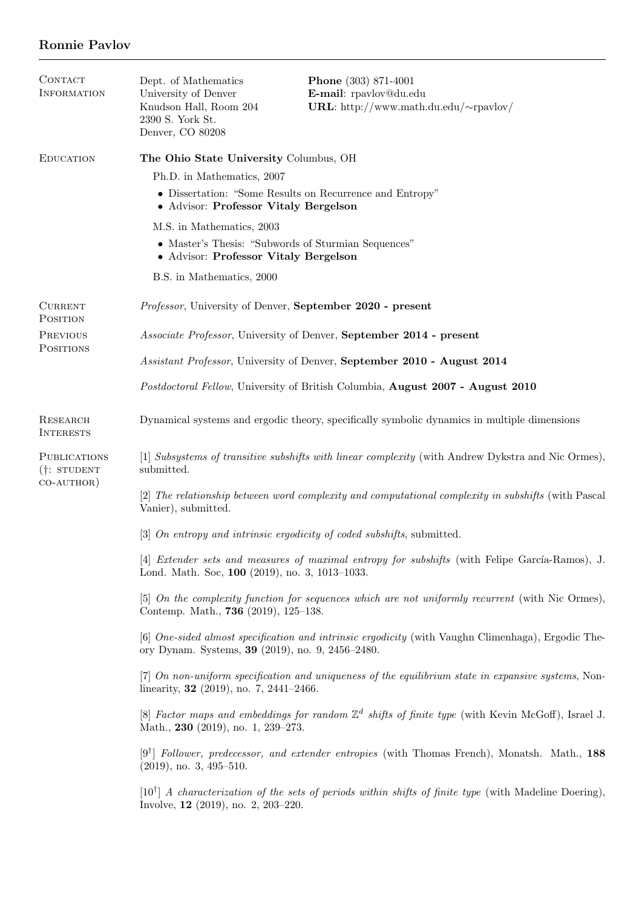# Ronnie Pavlov

## Contact Information

Dept. of Mathematics
University of Denver
Knudson Hall, Room 204
2390 S. York St.
Denver, CO 80208

**Phone** (303) 871-4001
**E-mail**: rpavlov@du.edu
**URL**: http://www.math.du.edu/~rpavlov/

## Education

**The Ohio State University** Columbus, OH

Ph.D. in Mathematics, 2007

- Dissertation: "Some Results on Recurrence and Entropy"
- Advisor: **Professor Vitaly Bergelson**

M.S. in Mathematics, 2003

- Master's Thesis: "Subwords of Sturmian Sequences"
- Advisor: **Professor Vitaly Bergelson**

B.S. in Mathematics, 2000

## Current Position

*Professor*, University of Denver, **September 2020 - present**

## Previous Positions

*Associate Professor*, University of Denver, **September 2014 - present**

*Assistant Professor*, University of Denver, **September 2010 - August 2014**

*Postdoctoral Fellow*, University of British Columbia, **August 2007 - August 2010**

## Research Interests

Dynamical systems and ergodic theory, specifically symbolic dynamics in multiple dimensions

## Publications (†: student co-author)

[1] *Subsystems of transitive subshifts with linear complexity* (with Andrew Dykstra and Nic Ormes), submitted.

[2] *The relationship between word complexity and computational complexity in subshifts* (with Pascal Vanier), submitted.

[3] *On entropy and intrinsic ergodicity of coded subshifts*, submitted.

[4] *Extender sets and measures of maximal entropy for subshifts* (with Felipe García-Ramos), J. Lond. Math. Soc, **100** (2019), no. 3, 1013–1033.

[5] *On the complexity function for sequences which are not uniformly recurrent* (with Nic Ormes), Contemp. Math., **736** (2019), 125–138.

[6] *One-sided almost specification and intrinsic ergodicity* (with Vaughn Climenhaga), Ergodic Theory Dynam. Systems, **39** (2019), no. 9, 2456–2480.

[7] *On non-uniform specification and uniqueness of the equilibrium state in expansive systems*, Nonlinearity, **32** (2019), no. 7, 2441–2466.

[8] *Factor maps and embeddings for random $\mathbb{Z}^d$ shifts of finite type* (with Kevin McGoff), Israel J. Math., **230** (2019), no. 1, 239–273.

[9†] *Follower, predecessor, and extender entropies* (with Thomas French), Monatsh. Math., **188** (2019), no. 3, 495–510.

[10†] *A characterization of the sets of periods within shifts of finite type* (with Madeline Doering), Involve, **12** (2019), no. 2, 203–220.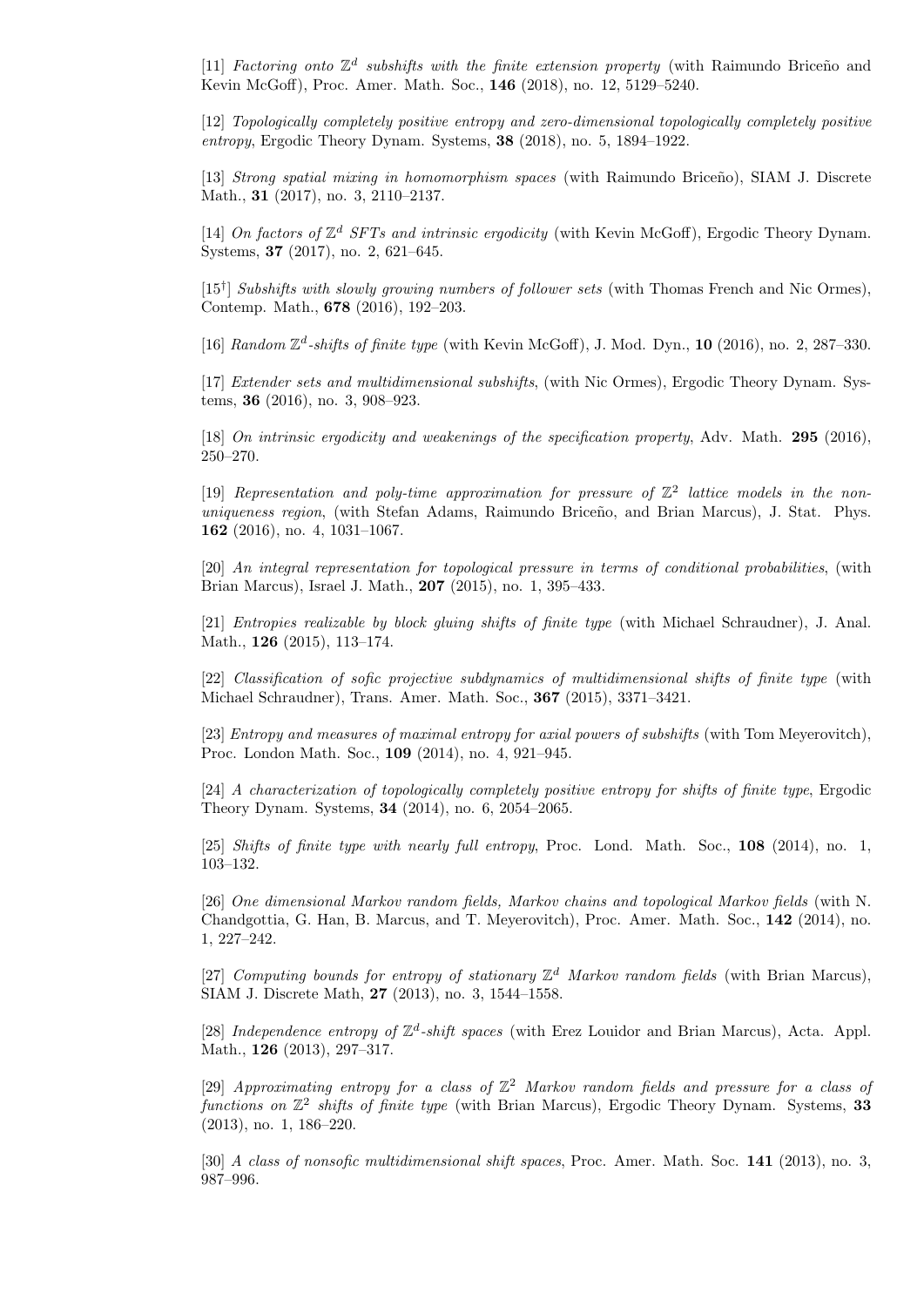[11] *Factoring onto $\mathbb{Z}^d$ subshifts with the finite extension property* (with Raimundo Briceño and Kevin McGoff), Proc. Amer. Math. Soc., **146** (2018), no. 12, 5129–5240.

[12] *Topologically completely positive entropy and zero-dimensional topologically completely positive entropy*, Ergodic Theory Dynam. Systems, **38** (2018), no. 5, 1894–1922.

[13] *Strong spatial mixing in homomorphism spaces* (with Raimundo Briceño), SIAM J. Discrete Math., **31** (2017), no. 3, 2110–2137.

[14] *On factors of $\mathbb{Z}^d$ SFTs and intrinsic ergodicity* (with Kevin McGoff), Ergodic Theory Dynam. Systems, **37** (2017), no. 2, 621–645.

[15†] *Subshifts with slowly growing numbers of follower sets* (with Thomas French and Nic Ormes), Contemp. Math., **678** (2016), 192–203.

[16] *Random $\mathbb{Z}^d$-shifts of finite type* (with Kevin McGoff), J. Mod. Dyn., **10** (2016), no. 2, 287–330.

[17] *Extender sets and multidimensional subshifts*, (with Nic Ormes), Ergodic Theory Dynam. Systems, **36** (2016), no. 3, 908–923.

[18] *On intrinsic ergodicity and weakenings of the specification property*, Adv. Math. **295** (2016), 250–270.

[19] *Representation and poly-time approximation for pressure of $\mathbb{Z}^2$ lattice models in the non-uniqueness region*, (with Stefan Adams, Raimundo Briceño, and Brian Marcus), J. Stat. Phys. **162** (2016), no. 4, 1031–1067.

[20] *An integral representation for topological pressure in terms of conditional probabilities*, (with Brian Marcus), Israel J. Math., **207** (2015), no. 1, 395–433.

[21] *Entropies realizable by block gluing shifts of finite type* (with Michael Schraudner), J. Anal. Math., **126** (2015), 113–174.

[22] *Classification of sofic projective subdynamics of multidimensional shifts of finite type* (with Michael Schraudner), Trans. Amer. Math. Soc., **367** (2015), 3371–3421.

[23] *Entropy and measures of maximal entropy for axial powers of subshifts* (with Tom Meyerovitch), Proc. London Math. Soc., **109** (2014), no. 4, 921–945.

[24] *A characterization of topologically completely positive entropy for shifts of finite type*, Ergodic Theory Dynam. Systems, **34** (2014), no. 6, 2054–2065.

[25] *Shifts of finite type with nearly full entropy*, Proc. Lond. Math. Soc., **108** (2014), no. 1, 103–132.

[26] *One dimensional Markov random fields, Markov chains and topological Markov fields* (with N. Chandgottia, G. Han, B. Marcus, and T. Meyerovitch), Proc. Amer. Math. Soc., **142** (2014), no. 1, 227–242.

[27] *Computing bounds for entropy of stationary $\mathbb{Z}^d$ Markov random fields* (with Brian Marcus), SIAM J. Discrete Math, **27** (2013), no. 3, 1544–1558.

[28] *Independence entropy of $\mathbb{Z}^d$-shift spaces* (with Erez Louidor and Brian Marcus), Acta. Appl. Math., **126** (2013), 297–317.

[29] *Approximating entropy for a class of $\mathbb{Z}^2$ Markov random fields and pressure for a class of functions on $\mathbb{Z}^2$ shifts of finite type* (with Brian Marcus), Ergodic Theory Dynam. Systems, **33** (2013), no. 1, 186–220.

[30] *A class of nonsofic multidimensional shift spaces*, Proc. Amer. Math. Soc. **141** (2013), no. 3, 987–996.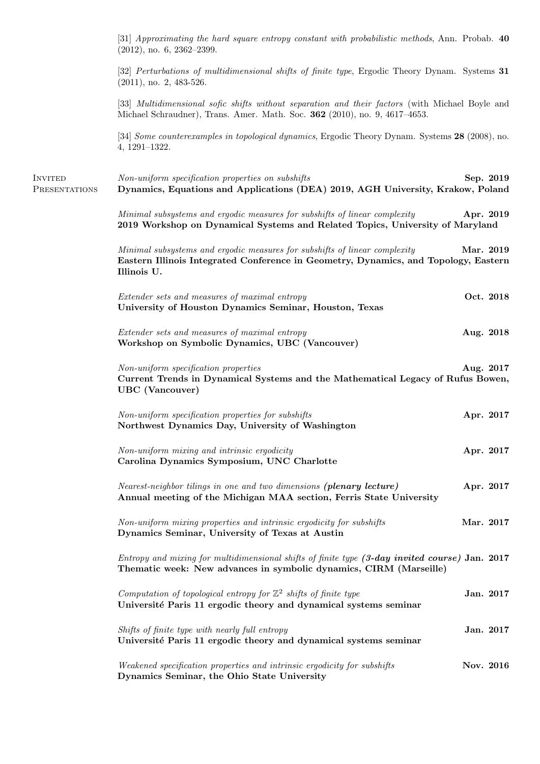[31] *Approximating the hard square entropy constant with probabilistic methods*, Ann. Probab. **40** (2012), no. 6, 2362–2399.

[32] *Perturbations of multidimensional shifts of finite type*, Ergodic Theory Dynam. Systems **31** (2011), no. 2, 483-526.

[33] *Multidimensional sofic shifts without separation and their factors* (with Michael Boyle and Michael Schraudner), Trans. Amer. Math. Soc. **362** (2010), no. 9, 4617–4653.

[34] *Some counterexamples in topological dynamics*, Ergodic Theory Dynam. Systems **28** (2008), no. 4, 1291–1322.

## Invited Presentations

*Non-uniform specification properties on subshifts* — **Sep. 2019**
**Dynamics, Equations and Applications (DEA) 2019, AGH University, Krakow, Poland**

*Minimal subsystems and ergodic measures for subshifts of linear complexity* — **Apr. 2019**
**2019 Workshop on Dynamical Systems and Related Topics, University of Maryland**

*Minimal subsystems and ergodic measures for subshifts of linear complexity* — **Mar. 2019**
**Eastern Illinois Integrated Conference in Geometry, Dynamics, and Topology, Eastern Illinois U.**

*Extender sets and measures of maximal entropy* — **Oct. 2018**
**University of Houston Dynamics Seminar, Houston, Texas**

*Extender sets and measures of maximal entropy* — **Aug. 2018**
**Workshop on Symbolic Dynamics, UBC (Vancouver)**

*Non-uniform specification properties* — **Aug. 2017**
**Current Trends in Dynamical Systems and the Mathematical Legacy of Rufus Bowen, UBC (Vancouver)**

*Non-uniform specification properties for subshifts* — **Apr. 2017**
**Northwest Dynamics Day, University of Washington**

*Non-uniform mixing and intrinsic ergodicity* — **Apr. 2017**
**Carolina Dynamics Symposium, UNC Charlotte**

*Nearest-neighbor tilings in one and two dimensions* ***(plenary lecture)*** — **Apr. 2017**
**Annual meeting of the Michigan MAA section, Ferris State University**

*Non-uniform mixing properties and intrinsic ergodicity for subshifts* — **Mar. 2017**
**Dynamics Seminar, University of Texas at Austin**

*Entropy and mixing for multidimensional shifts of finite type* ***(3-day invited course)*** — **Jan. 2017**
**Thematic week: New advances in symbolic dynamics, CIRM (Marseille)**

*Computation of topological entropy for $\mathbb{Z}^2$ shifts of finite type* — **Jan. 2017**
**Université Paris 11 ergodic theory and dynamical systems seminar**

*Shifts of finite type with nearly full entropy* — **Jan. 2017**
**Université Paris 11 ergodic theory and dynamical systems seminar**

*Weakened specification properties and intrinsic ergodicity for subshifts* — **Nov. 2016**
**Dynamics Seminar, the Ohio State University**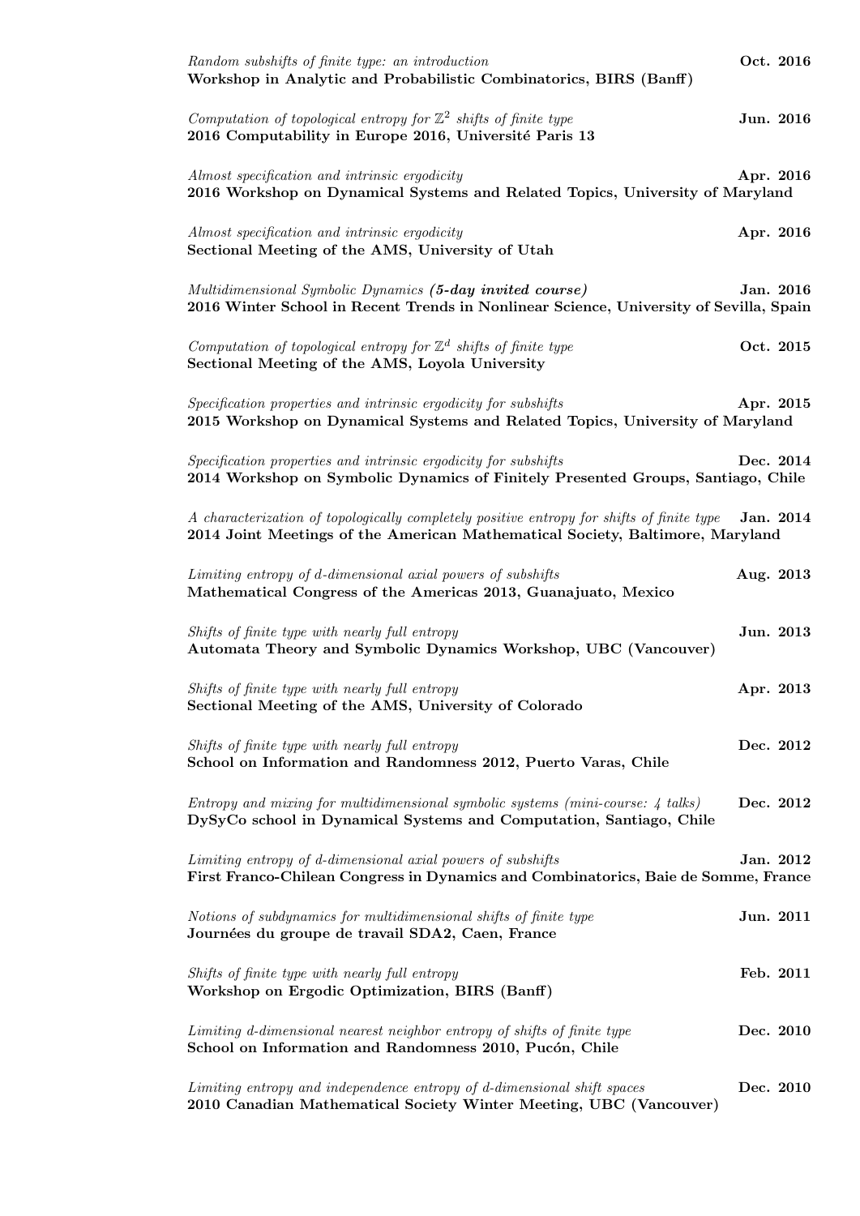*Random subshifts of finite type: an introduction* **Oct. 2016**
**Workshop in Analytic and Probabilistic Combinatorics, BIRS (Banff)**

*Computation of topological entropy for $\mathbb{Z}^2$ shifts of finite type* **Jun. 2016**
**2016 Computability in Europe 2016, Université Paris 13**

*Almost specification and intrinsic ergodicity* **Apr. 2016**
**2016 Workshop on Dynamical Systems and Related Topics, University of Maryland**

*Almost specification and intrinsic ergodicity* **Apr. 2016**
**Sectional Meeting of the AMS, University of Utah**

*Multidimensional Symbolic Dynamics* ***(5-day invited course)*** **Jan. 2016**
**2016 Winter School in Recent Trends in Nonlinear Science, University of Sevilla, Spain**

*Computation of topological entropy for $\mathbb{Z}^d$ shifts of finite type* **Oct. 2015**
**Sectional Meeting of the AMS, Loyola University**

*Specification properties and intrinsic ergodicity for subshifts* **Apr. 2015**
**2015 Workshop on Dynamical Systems and Related Topics, University of Maryland**

*Specification properties and intrinsic ergodicity for subshifts* **Dec. 2014**
**2014 Workshop on Symbolic Dynamics of Finitely Presented Groups, Santiago, Chile**

*A characterization of topologically completely positive entropy for shifts of finite type* **Jan. 2014**
**2014 Joint Meetings of the American Mathematical Society, Baltimore, Maryland**

*Limiting entropy of d-dimensional axial powers of subshifts* **Aug. 2013**
**Mathematical Congress of the Americas 2013, Guanajuato, Mexico**

*Shifts of finite type with nearly full entropy* **Jun. 2013**
**Automata Theory and Symbolic Dynamics Workshop, UBC (Vancouver)**

*Shifts of finite type with nearly full entropy* **Apr. 2013**
**Sectional Meeting of the AMS, University of Colorado**

*Shifts of finite type with nearly full entropy* **Dec. 2012**
**School on Information and Randomness 2012, Puerto Varas, Chile**

*Entropy and mixing for multidimensional symbolic systems (mini-course: 4 talks)* **Dec. 2012**
**DySyCo school in Dynamical Systems and Computation, Santiago, Chile**

*Limiting entropy of d-dimensional axial powers of subshifts* **Jan. 2012**
**First Franco-Chilean Congress in Dynamics and Combinatorics, Baie de Somme, France**

*Notions of subdynamics for multidimensional shifts of finite type* **Jun. 2011**
**Journées du groupe de travail SDA2, Caen, France**

*Shifts of finite type with nearly full entropy* **Feb. 2011**
**Workshop on Ergodic Optimization, BIRS (Banff)**

*Limiting d-dimensional nearest neighbor entropy of shifts of finite type* **Dec. 2010**
**School on Information and Randomness 2010, Pucón, Chile**

*Limiting entropy and independence entropy of d-dimensional shift spaces* **Dec. 2010**
**2010 Canadian Mathematical Society Winter Meeting, UBC (Vancouver)**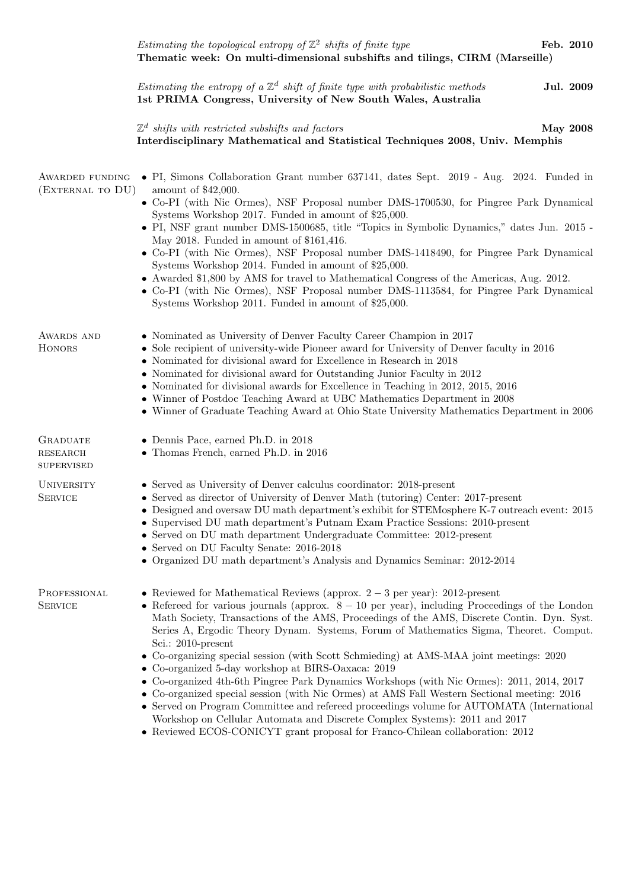*Estimating the topological entropy of $\mathbb{Z}^2$ shifts of finite type* **Feb. 2010**
**Thematic week: On multi-dimensional subshifts and tilings, CIRM (Marseille)**

*Estimating the entropy of a $\mathbb{Z}^d$ shift of finite type with probabilistic methods* **Jul. 2009**
**1st PRIMA Congress, University of New South Wales, Australia**

*$\mathbb{Z}^d$ shifts with restricted subshifts and factors* **May 2008**
**Interdisciplinary Mathematical and Statistical Techniques 2008, Univ. Memphis**

## Awarded funding (External to DU)

- PI, Simons Collaboration Grant number 637141, dates Sept. 2019 - Aug. 2024. Funded in amount of $42,000.
- Co-PI (with Nic Ormes), NSF Proposal number DMS-1700530, for Pingree Park Dynamical Systems Workshop 2017. Funded in amount of $25,000.
- PI, NSF grant number DMS-1500685, title "Topics in Symbolic Dynamics," dates Jun. 2015 - May 2018. Funded in amount of $161,416.
- Co-PI (with Nic Ormes), NSF Proposal number DMS-1418490, for Pingree Park Dynamical Systems Workshop 2014. Funded in amount of $25,000.
- Awarded $1,800 by AMS for travel to Mathematical Congress of the Americas, Aug. 2012.
- Co-PI (with Nic Ormes), NSF Proposal number DMS-1113584, for Pingree Park Dynamical Systems Workshop 2011. Funded in amount of $25,000.

## Awards and Honors

- Nominated as University of Denver Faculty Career Champion in 2017
- Sole recipient of university-wide Pioneer award for University of Denver faculty in 2016
- Nominated for divisional award for Excellence in Research in 2018
- Nominated for divisional award for Outstanding Junior Faculty in 2012
- Nominated for divisional awards for Excellence in Teaching in 2012, 2015, 2016
- Winner of Postdoc Teaching Award at UBC Mathematics Department in 2008
- Winner of Graduate Teaching Award at Ohio State University Mathematics Department in 2006

## Graduate research supervised

- Dennis Pace, earned Ph.D. in 2018
- Thomas French, earned Ph.D. in 2016

## University Service

- Served as University of Denver calculus coordinator: 2018-present
- Served as director of University of Denver Math (tutoring) Center: 2017-present
- Designed and oversaw DU math department's exhibit for STEMosphere K-7 outreach event: 2015
- Supervised DU math department's Putnam Exam Practice Sessions: 2010-present
- Served on DU math department Undergraduate Committee: 2012-present
- Served on DU Faculty Senate: 2016-2018
- Organized DU math department's Analysis and Dynamics Seminar: 2012-2014

## Professional Service

- Reviewed for Mathematical Reviews (approx. $2-3$ per year): 2012-present
- Refereed for various journals (approx. $8-10$ per year), including Proceedings of the London Math Society, Transactions of the AMS, Proceedings of the AMS, Discrete Contin. Dyn. Syst. Series A, Ergodic Theory Dynam. Systems, Forum of Mathematics Sigma, Theoret. Comput. Sci.: 2010-present
- Co-organizing special session (with Scott Schmieding) at AMS-MAA joint meetings: 2020
- Co-organized 5-day workshop at BIRS-Oaxaca: 2019
- Co-organized 4th-6th Pingree Park Dynamics Workshops (with Nic Ormes): 2011, 2014, 2017
- Co-organized special session (with Nic Ormes) at AMS Fall Western Sectional meeting: 2016
- Served on Program Committee and refereed proceedings volume for AUTOMATA (International Workshop on Cellular Automata and Discrete Complex Systems): 2011 and 2017
- Reviewed ECOS-CONICYT grant proposal for Franco-Chilean collaboration: 2012